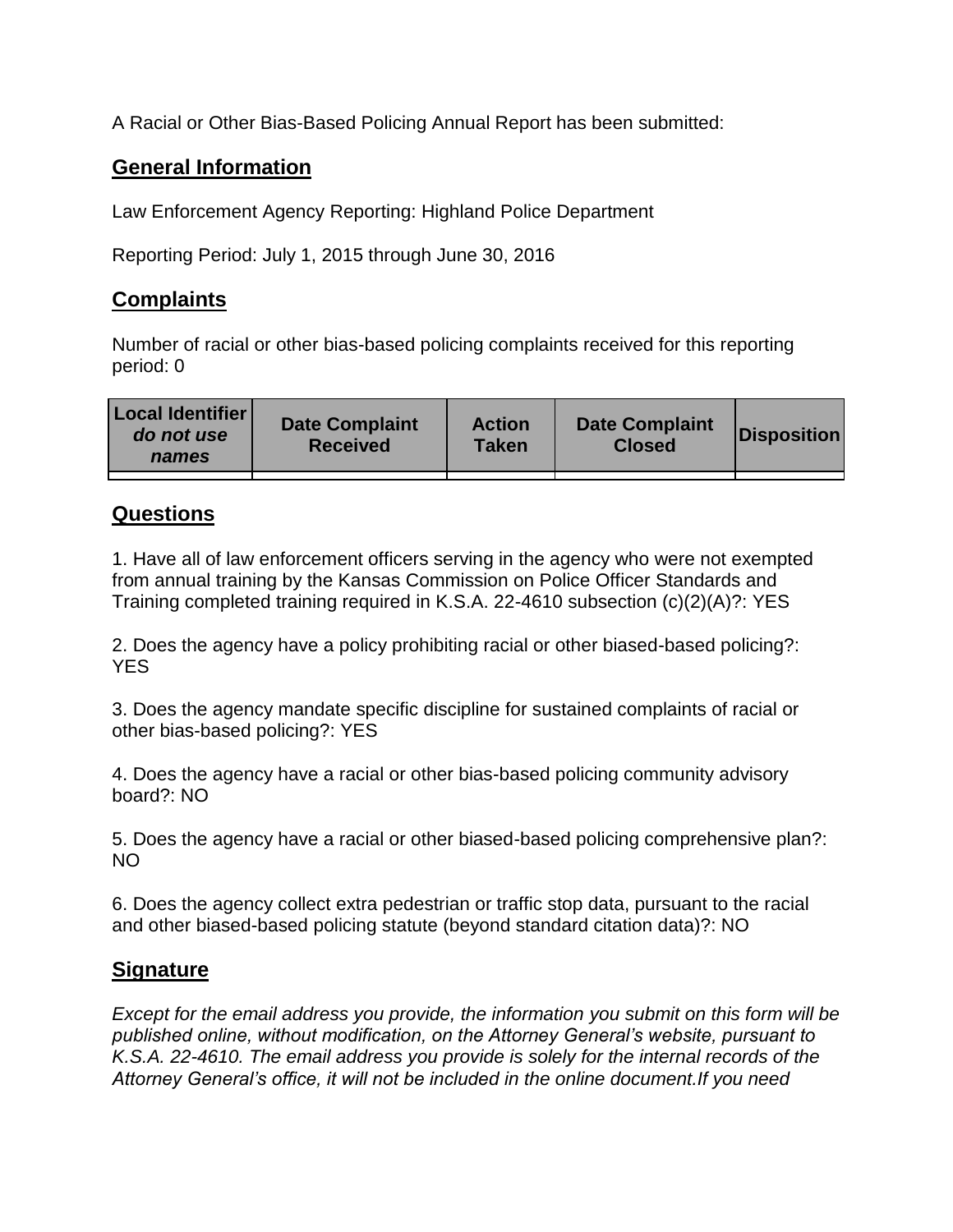A Racial or Other Bias-Based Policing Annual Report has been submitted:

## General Information

Law Enforcement Agency Reporting: Highland Police Department

Reporting Period: July 1, 2015 through June 30, 2016

## Complaints

Number of racial or other bias-based policing complaints received for this reporting period: 0

| Local Identifier *do not use names* | Date Complaint Received | Action Taken | Date Complaint Closed | Disposition |
|---|---|---|---|---|
| | | | | |

## Questions

1. Have all of law enforcement officers serving in the agency who were not exempted from annual training by the Kansas Commission on Police Officer Standards and Training completed training required in K.S.A. 22-4610 subsection (c)(2)(A)?: YES

2. Does the agency have a policy prohibiting racial or other biased-based policing?: YES

3. Does the agency mandate specific discipline for sustained complaints of racial or other bias-based policing?: YES

4. Does the agency have a racial or other bias-based policing community advisory board?: NO

5. Does the agency have a racial or other biased-based policing comprehensive plan?: NO

6. Does the agency collect extra pedestrian or traffic stop data, pursuant to the racial and other biased-based policing statute (beyond standard citation data)?: NO

## Signature

*Except for the email address you provide, the information you submit on this form will be published online, without modification, on the Attorney General's website, pursuant to K.S.A. 22-4610. The email address you provide is solely for the internal records of the Attorney General's office, it will not be included in the online document.If you need*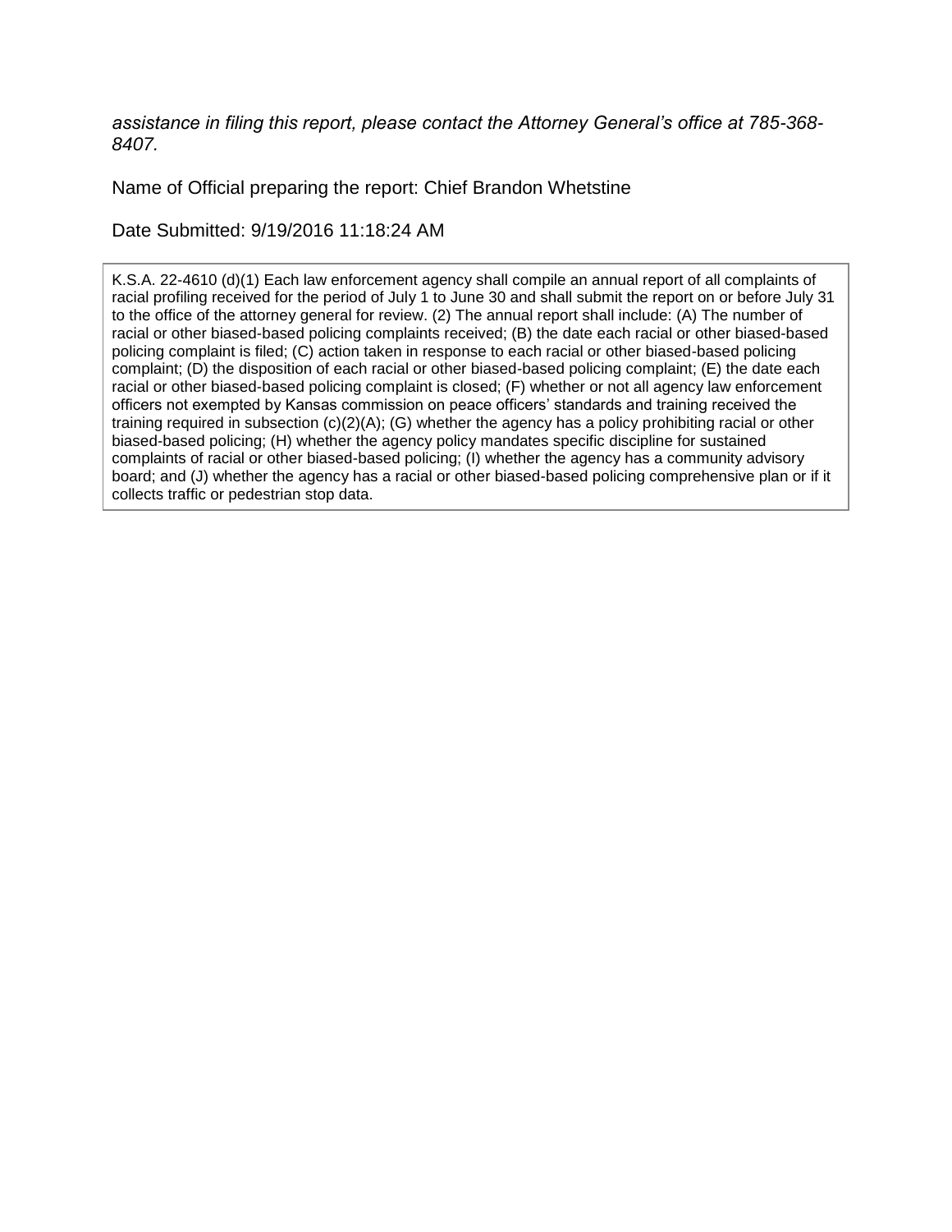*assistance in filing this report, please contact the Attorney General's office at 785-368-8407.*

Name of Official preparing the report: Chief Brandon Whetstine

Date Submitted: 9/19/2016 11:18:24 AM

K.S.A. 22-4610 (d)(1) Each law enforcement agency shall compile an annual report of all complaints of racial profiling received for the period of July 1 to June 30 and shall submit the report on or before July 31 to the office of the attorney general for review. (2) The annual report shall include: (A) The number of racial or other biased-based policing complaints received; (B) the date each racial or other biased-based policing complaint is filed; (C) action taken in response to each racial or other biased-based policing complaint; (D) the disposition of each racial or other biased-based policing complaint; (E) the date each racial or other biased-based policing complaint is closed; (F) whether or not all agency law enforcement officers not exempted by Kansas commission on peace officers' standards and training received the training required in subsection (c)(2)(A); (G) whether the agency has a policy prohibiting racial or other biased-based policing; (H) whether the agency policy mandates specific discipline for sustained complaints of racial or other biased-based policing; (I) whether the agency has a community advisory board; and (J) whether the agency has a racial or other biased-based policing comprehensive plan or if it collects traffic or pedestrian stop data.